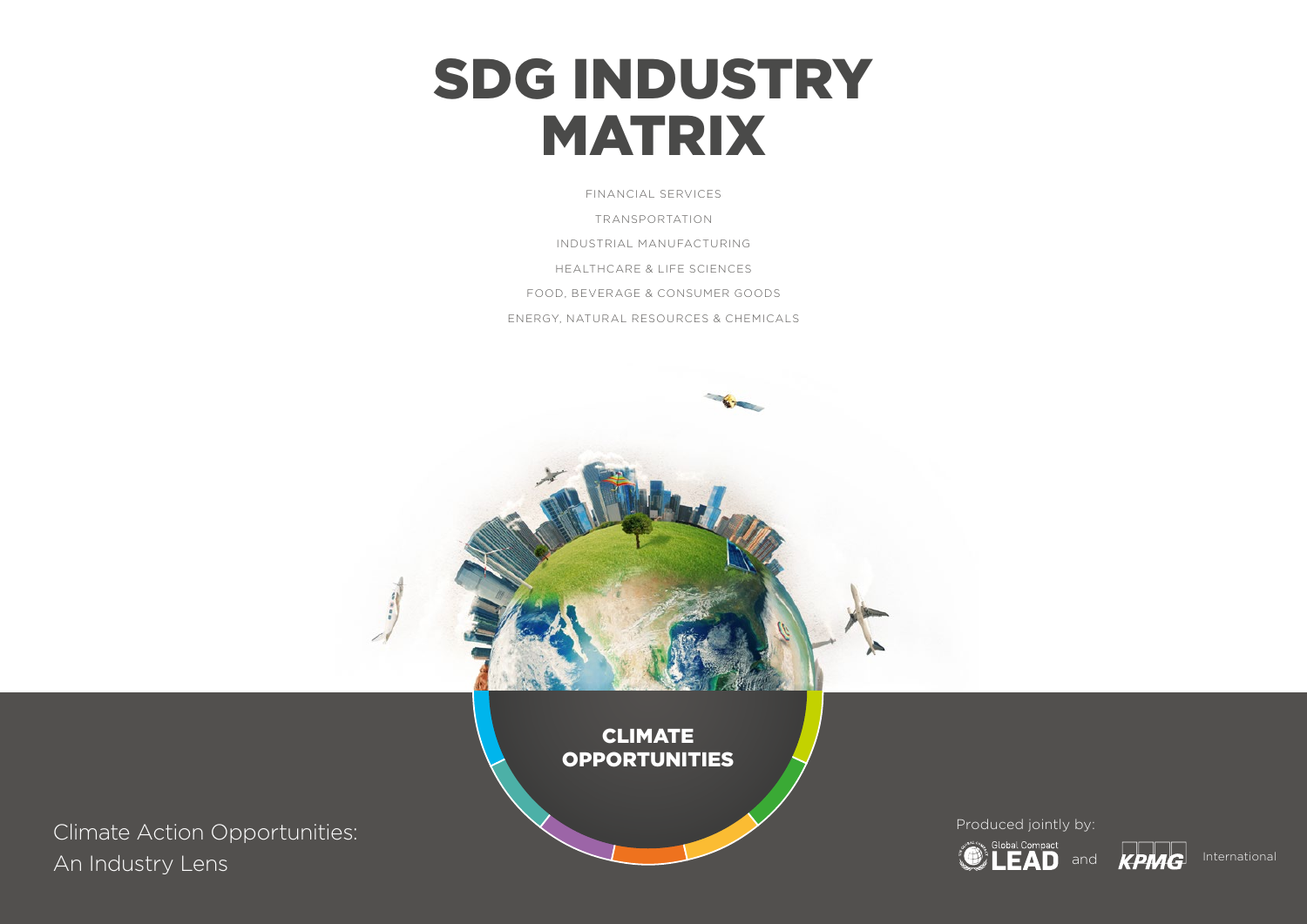# SDG INDUSTRY MATRIX

FINANCIAL SERVICES

TRANSPORTATION

INDUSTRIAL MANUFACTURING

HEALTHCARE & LIFE SCIENCES

FOOD, BEVERAGE & CONSUMER GOODS

ENERGY, NATURAL RESOURCES & CHEMICALS

## CLIMATE OPPORTUNITIES

Climate Action Opportunities: An Industry Lens

Produced jointly by:

Global Compact LEAD and KPMG International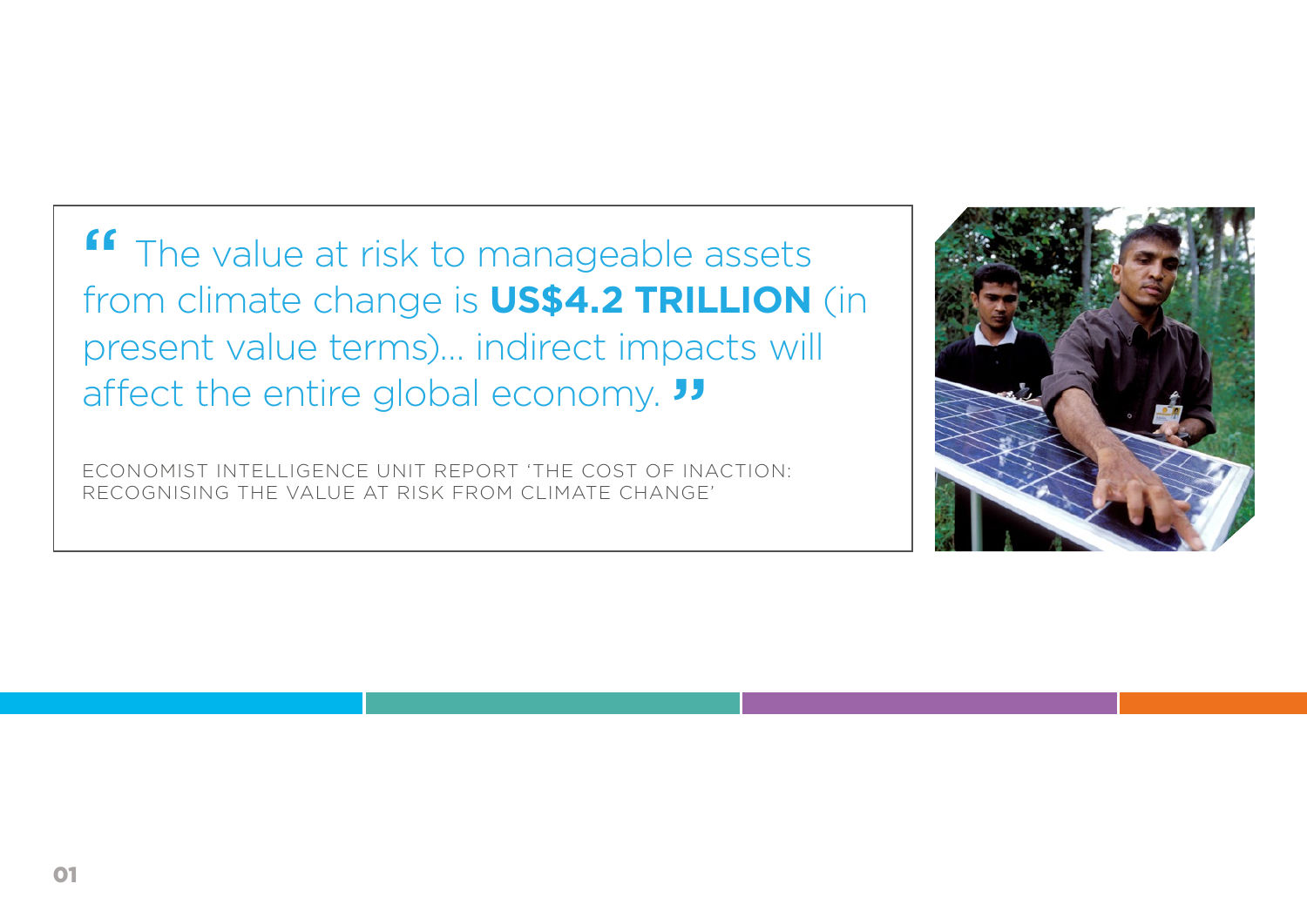> “ The value at risk to manageable assets from climate change is **US$4.2 TRILLION** (in present value terms)... indirect impacts will affect the entire global economy. ”

ECONOMIST INTELLIGENCE UNIT REPORT ‘THE COST OF INACTION: RECOGNISING THE VALUE AT RISK FROM CLIMATE CHANGE’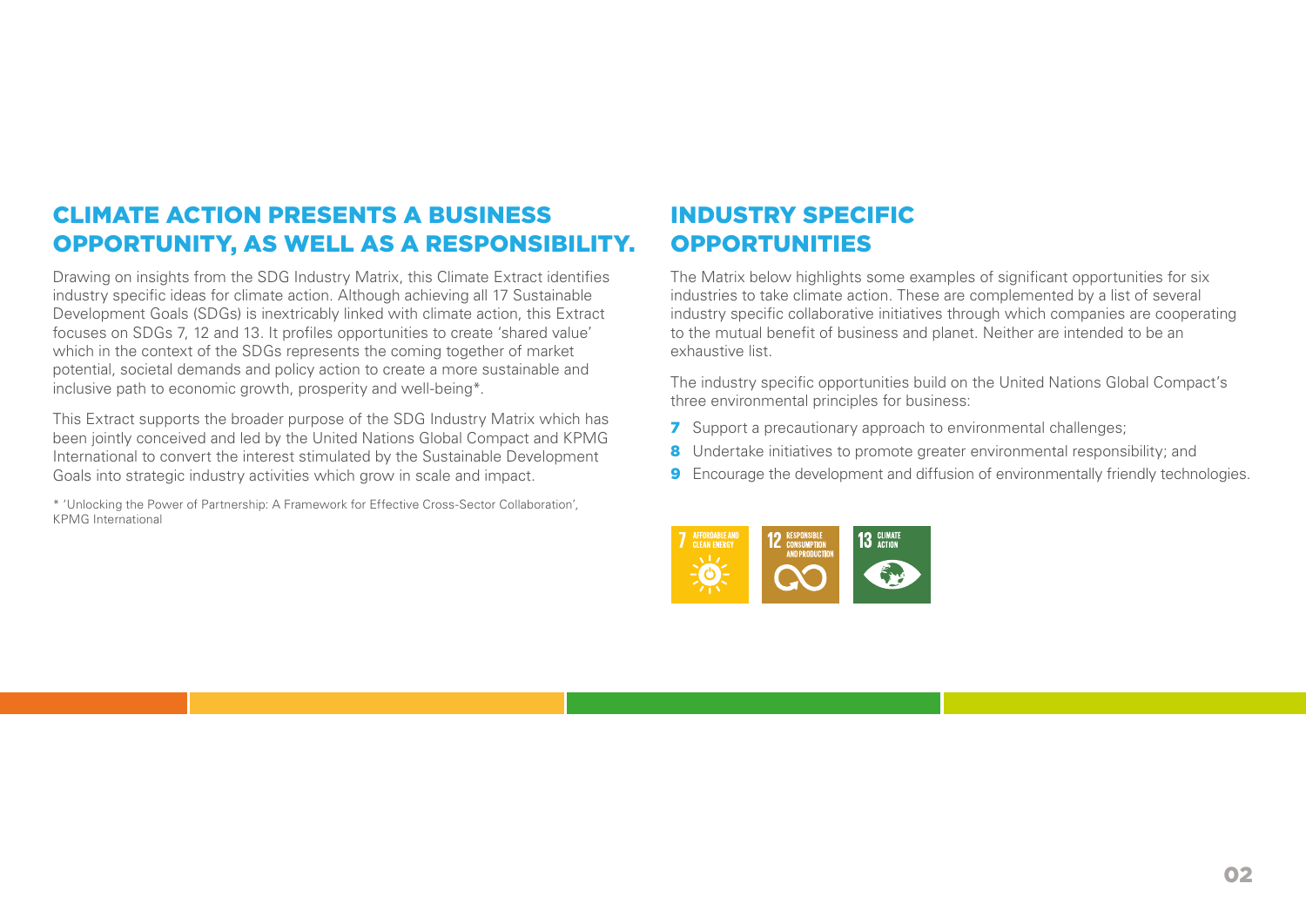## CLIMATE ACTION PRESENTS A BUSINESS OPPORTUNITY, AS WELL AS A RESPONSIBILITY.

Drawing on insights from the SDG Industry Matrix, this Climate Extract identifies industry specific ideas for climate action. Although achieving all 17 Sustainable Development Goals (SDGs) is inextricably linked with climate action, this Extract focuses on SDGs 7, 12 and 13. It profiles opportunities to create 'shared value' which in the context of the SDGs represents the coming together of market potential, societal demands and policy action to create a more sustainable and inclusive path to economic growth, prosperity and well-being*.

This Extract supports the broader purpose of the SDG Industry Matrix which has been jointly conceived and led by the United Nations Global Compact and KPMG International to convert the interest stimulated by the Sustainable Development Goals into strategic industry activities which grow in scale and impact.

* 'Unlocking the Power of Partnership: A Framework for Effective Cross-Sector Collaboration', KPMG International

## INDUSTRY SPECIFIC OPPORTUNITIES

The Matrix below highlights some examples of significant opportunities for six industries to take climate action. These are complemented by a list of several industry specific collaborative initiatives through which companies are cooperating to the mutual benefit of business and planet. Neither are intended to be an exhaustive list.

The industry specific opportunities build on the United Nations Global Compact's three environmental principles for business:

7 Support a precautionary approach to environmental challenges;

8 Undertake initiatives to promote greater environmental responsibility; and

9 Encourage the development and diffusion of environmentally friendly technologies.

7 AFFORDABLE AND CLEAN ENERGY

12 RESPONSIBLE CONSUMPTION AND PRODUCTION

13 CLIMATE ACTION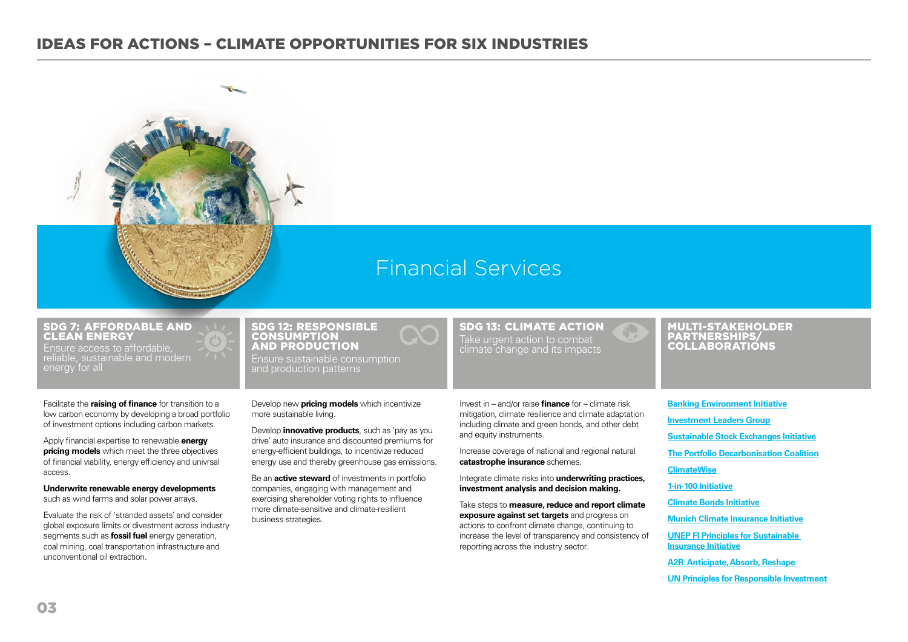# IDEAS FOR ACTIONS – CLIMATE OPPORTUNITIES FOR SIX INDUSTRIES

## Financial Services

### SDG 7: AFFORDABLE AND CLEAN ENERGY

Ensure access to affordable, reliable, sustainable and modern energy for all

Facilitate the **raising of finance** for transition to a low carbon economy by developing a broad portfolio of investment options including carbon markets.

Apply financial expertise to renewable **energy pricing models** which meet the three objectives of financial viability, energy efficiency and univrsal access.

**Underwrite renewable energy developments** such as wind farms and solar power arrays.

Evaluate the risk of 'stranded assets' and consider global exposure limits or divestment across industry segments such as **fossil fuel** energy generation, coal mining, coal transportation infrastructure and unconventional oil extraction.

### SDG 12: RESPONSIBLE CONSUMPTION AND PRODUCTION

Ensure sustainable consumption and production patterns

Develop new **pricing models** which incentivize more sustainable living.

Develop **innovative products**, such as 'pay as you drive' auto insurance and discounted premiums for energy-efficient buildings, to incentivize reduced energy use and thereby greenhouse gas emissions.

Be an **active steward** of investments in portfolio companies, engaging with management and exercising shareholder voting rights to influence more climate-sensitive and climate-resilient business strategies.

### SDG 13: CLIMATE ACTION

Take urgent action to combat climate change and its impacts

Invest in – and/or raise **finance** for – climate risk mitigation, climate resilience and climate adaptation including climate and green bonds, and other debt and equity instruments.

Increase coverage of national and regional natural **catastrophe insurance** schemes.

Integrate climate risks into **underwriting practices, investment analysis and decision making.**

Take steps to **measure, reduce and report climate exposure against set targets** and progress on actions to confront climate change, continuing to increase the level of transparency and consistency of reporting across the industry sector.

### MULTI-STAKEHOLDER PARTNERSHIPS/ COLLABORATIONS

- Banking Environment Initiative
- Investment Leaders Group
- Sustainable Stock Exchanges Initiative
- The Portfolio Decarbonisation Coalition
- ClimateWise
- 1-in-100 Initiative
- Climate Bonds Initiative
- Munich Climate Insurance Initiative
- UNEP FI Principles for Sustainable Insurance Initiative
- A2R: Anticipate, Absorb, Reshape
- UN Principles for Responsible Investment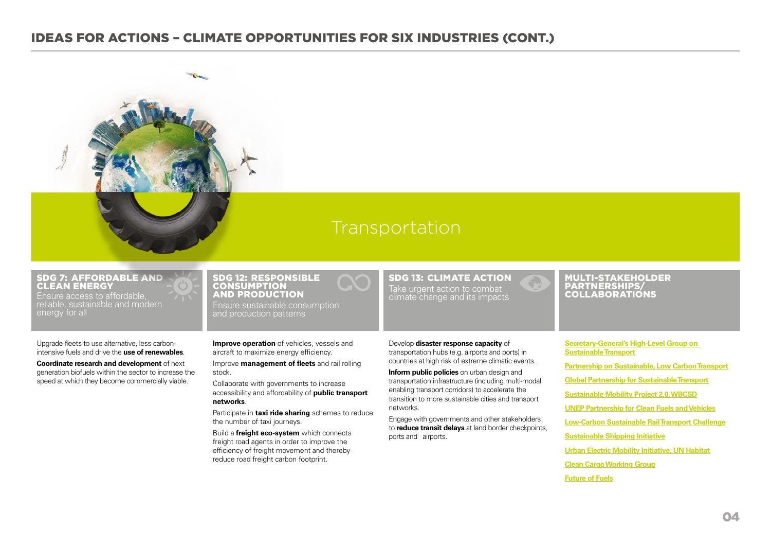# IDEAS FOR ACTIONS – CLIMATE OPPORTUNITIES FOR SIX INDUSTRIES (CONT.)

## Transportation

### SDG 7: AFFORDABLE AND CLEAN ENERGY

Ensure access to affordable, reliable, sustainable and modern energy for all

Upgrade fleets to use alternative, less carbon-intensive fuels and drive the **use of renewables**.

**Coordinate research and development** of next generation biofuels within the sector to increase the speed at which they become commercially viable.

### SDG 12: RESPONSIBLE CONSUMPTION AND PRODUCTION

Ensure sustainable consumption and production patterns

**Improve operation** of vehicles, vessels and aircraft to maximize energy efficiency.

Improve **management of fleets** and rail rolling stock.

Collaborate with governments to increase accessibility and affordability of **public transport networks**.

Participate in **taxi ride sharing** schemes to reduce the number of taxi journeys.

Build a **freight eco-system** which connects freight road agents in order to improve the efficiency of freight movement and thereby reduce road freight carbon footprint.

### SDG 13: CLIMATE ACTION

Take urgent action to combat climate change and its impacts

Develop **disaster response capacity** of transportation hubs (e.g. airports and ports) in countries at high risk of extreme climatic events.

**Inform public policies** on urban design and transportation infrastructure (including multi-modal enabling transport corridors) to accelerate the transition to more sustainable cities and transport networks.

Engage with governments and other stakeholders to **reduce transit delays** at land border checkpoints, ports and airports.

### MULTI-STAKEHOLDER PARTNERSHIPS/ COLLABORATIONS

- Secretary-General's High-Level Group on Sustainable Transport
- Partnership on Sustainable, Low Carbon Transport
- Global Partnership for Sustainable Transport
- Sustainable Mobility Project 2.0, WBCSD
- UNEP Partnership for Clean Fuels and Vehicles
- Low-Carbon Sustainable Rail Transport Challenge
- Sustainable Shipping Initiative
- Urban Electric Mobility Initiative, UN Habitat
- Clean Cargo Working Group
- Future of Fuels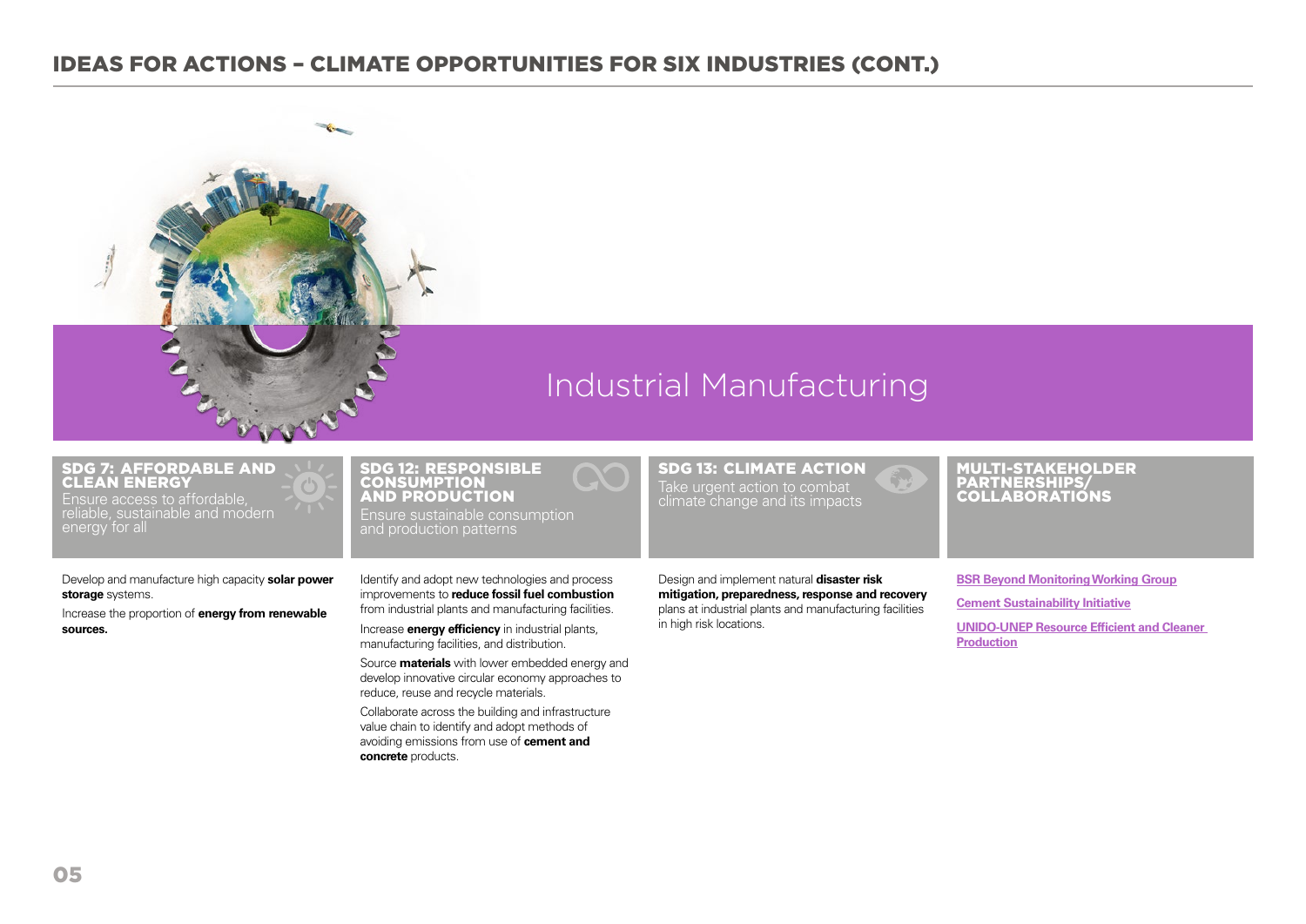## IDEAS FOR ACTIONS – CLIMATE OPPORTUNITIES FOR SIX INDUSTRIES (CONT.)

# Industrial Manufacturing

### SDG 7: AFFORDABLE AND CLEAN ENERGY

Ensure access to affordable, reliable, sustainable and modern energy for all

Develop and manufacture high capacity **solar power storage** systems.

Increase the proportion of **energy from renewable sources.**

### SDG 12: RESPONSIBLE CONSUMPTION AND PRODUCTION

Ensure sustainable consumption and production patterns

Identify and adopt new technologies and process improvements to **reduce fossil fuel combustion** from industrial plants and manufacturing facilities.

Increase **energy efficiency** in industrial plants, manufacturing facilities, and distribution.

Source **materials** with lower embedded energy and develop innovative circular economy approaches to reduce, reuse and recycle materials.

Collaborate across the building and infrastructure value chain to identify and adopt methods of avoiding emissions from use of **cement and concrete** products.

### SDG 13: CLIMATE ACTION

Take urgent action to combat climate change and its impacts

Design and implement natural **disaster risk mitigation, preparedness, response and recovery** plans at industrial plants and manufacturing facilities in high risk locations.

### MULTI-STAKEHOLDER PARTNERSHIPS/ COLLABORATIONS

BSR Beyond Monitoring Working Group

Cement Sustainability Initiative

UNIDO-UNEP Resource Efficient and Cleaner Production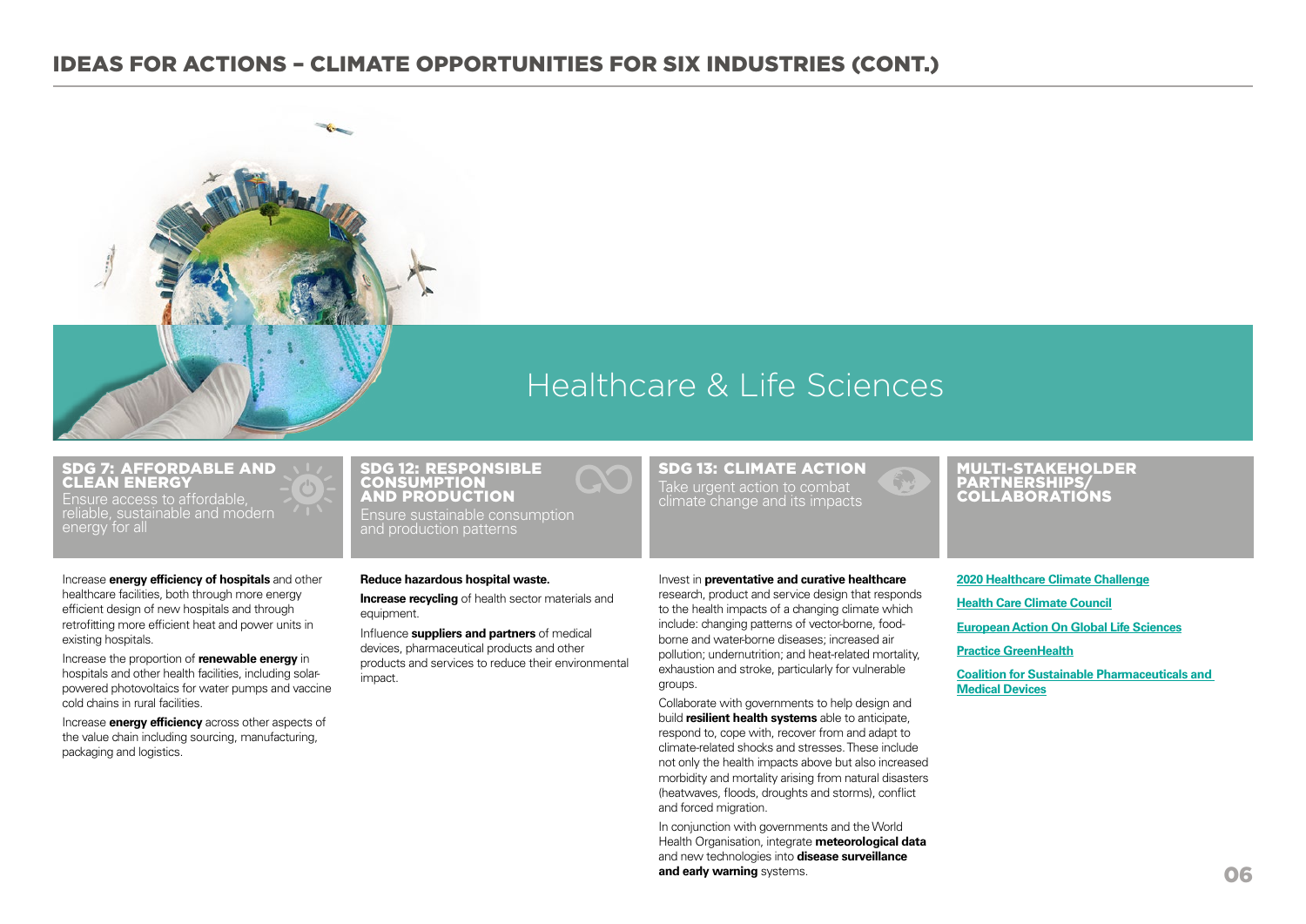# IDEAS FOR ACTIONS – CLIMATE OPPORTUNITIES FOR SIX INDUSTRIES (CONT.)

## Healthcare & Life Sciences

### SDG 7: AFFORDABLE AND CLEAN ENERGY

Ensure access to affordable, reliable, sustainable and modern energy for all

Increase **energy efficiency of hospitals** and other healthcare facilities, both through more energy efficient design of new hospitals and through retrofitting more efficient heat and power units in existing hospitals.

Increase the proportion of **renewable energy** in hospitals and other health facilities, including solar-powered photovoltaics for water pumps and vaccine cold chains in rural facilities.

Increase **energy efficiency** across other aspects of the value chain including sourcing, manufacturing, packaging and logistics.

### SDG 12: RESPONSIBLE CONSUMPTION AND PRODUCTION

Ensure sustainable consumption and production patterns

**Reduce hazardous hospital waste.**

**Increase recycling** of health sector materials and equipment.

Influence **suppliers and partners** of medical devices, pharmaceutical products and other products and services to reduce their environmental impact.

### SDG 13: CLIMATE ACTION

Take urgent action to combat climate change and its impacts

Invest in **preventative and curative healthcare** research, product and service design that responds to the health impacts of a changing climate which include: changing patterns of vector-borne, food-borne and water-borne diseases; increased air pollution; undernutrition; and heat-related mortality, exhaustion and stroke, particularly for vulnerable groups.

Collaborate with governments to help design and build **resilient health systems** able to anticipate, respond to, cope with, recover from and adapt to climate-related shocks and stresses. These include not only the health impacts above but also increased morbidity and mortality arising from natural disasters (heatwaves, floods, droughts and storms), conflict and forced migration.

In conjunction with governments and the World Health Organisation, integrate **meteorological data** and new technologies into **disease surveillance and early warning** systems.

### MULTI-STAKEHOLDER PARTNERSHIPS/ COLLABORATIONS

**2020 Healthcare Climate Challenge**

**Health Care Climate Council**

**European Action On Global Life Sciences**

**Practice GreenHealth**

**Coalition for Sustainable Pharmaceuticals and Medical Devices**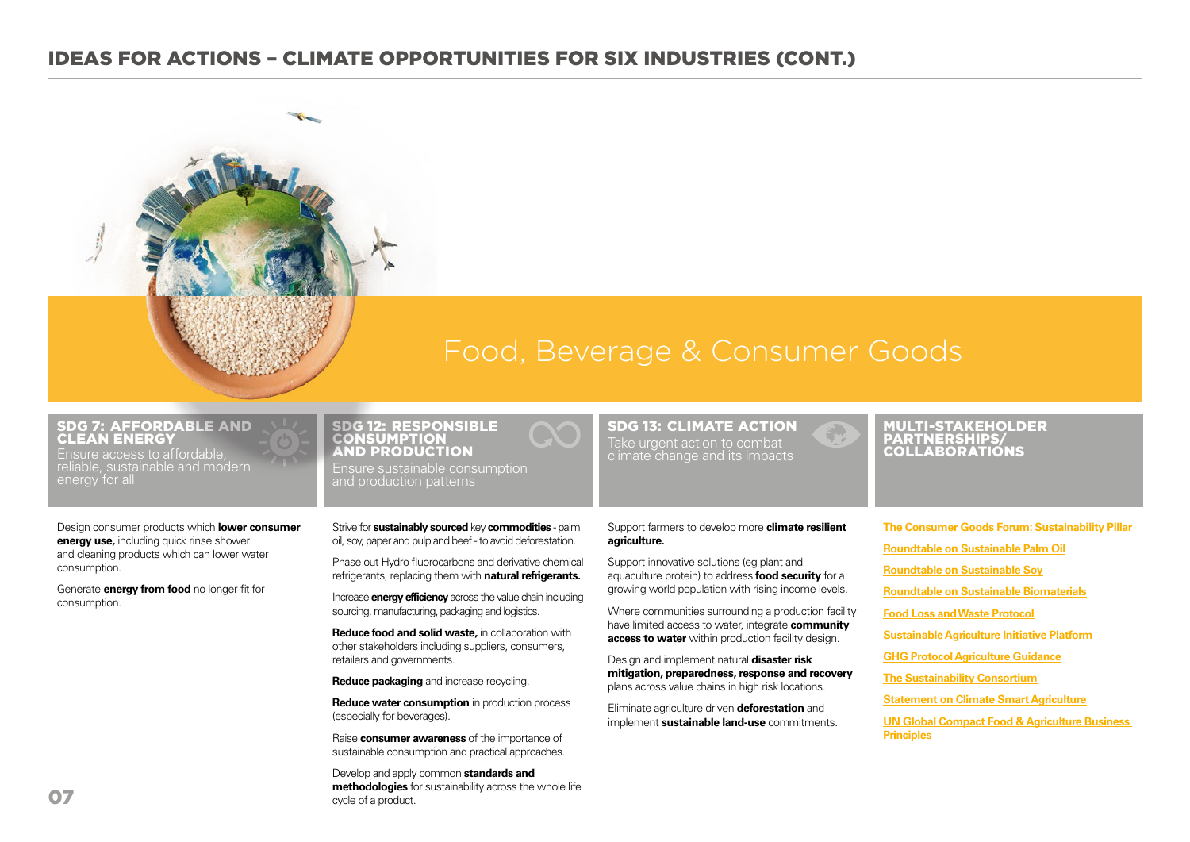# IDEAS FOR ACTIONS – CLIMATE OPPORTUNITIES FOR SIX INDUSTRIES (CONT.)

## Food, Beverage & Consumer Goods

### SDG 7: AFFORDABLE AND CLEAN ENERGY

Ensure access to affordable, reliable, sustainable and modern energy for all

Design consumer products which **lower consumer energy use,** including quick rinse shower and cleaning products which can lower water consumption.

Generate **energy from food** no longer fit for consumption.

### SDG 12: RESPONSIBLE CONSUMPTION AND PRODUCTION

Ensure sustainable consumption and production patterns

Strive for **sustainably sourced** key **commodities** - palm oil, soy, paper and pulp and beef - to avoid deforestation.

Phase out Hydro fluorocarbons and derivative chemical refrigerants, replacing them with **natural refrigerants.**

Increase **energy efficiency** across the value chain including sourcing, manufacturing, packaging and logistics.

**Reduce food and solid waste,** in collaboration with other stakeholders including suppliers, consumers, retailers and governments.

**Reduce packaging** and increase recycling.

**Reduce water consumption** in production process (especially for beverages).

Raise **consumer awareness** of the importance of sustainable consumption and practical approaches.

Develop and apply common **standards and methodologies** for sustainability across the whole life cycle of a product.

### SDG 13: CLIMATE ACTION

Take urgent action to combat climate change and its impacts

Support farmers to develop more **climate resilient agriculture.**

Support innovative solutions (eg plant and aquaculture protein) to address **food security** for a growing world population with rising income levels.

Where communities surrounding a production facility have limited access to water, integrate **community access to water** within production facility design.

Design and implement natural **disaster risk mitigation, preparedness, response and recovery** plans across value chains in high risk locations.

Eliminate agriculture driven **deforestation** and implement **sustainable land-use** commitments.

### MULTI-STAKEHOLDER PARTNERSHIPS/ COLLABORATIONS

- The Consumer Goods Forum: Sustainability Pillar
- Roundtable on Sustainable Palm Oil
- Roundtable on Sustainable Soy
- Roundtable on Sustainable Biomaterials
- Food Loss and Waste Protocol
- Sustainable Agriculture Initiative Platform
- GHG Protocol Agriculture Guidance
- The Sustainability Consortium
- Statement on Climate Smart Agriculture
- UN Global Compact Food & Agriculture Business Principles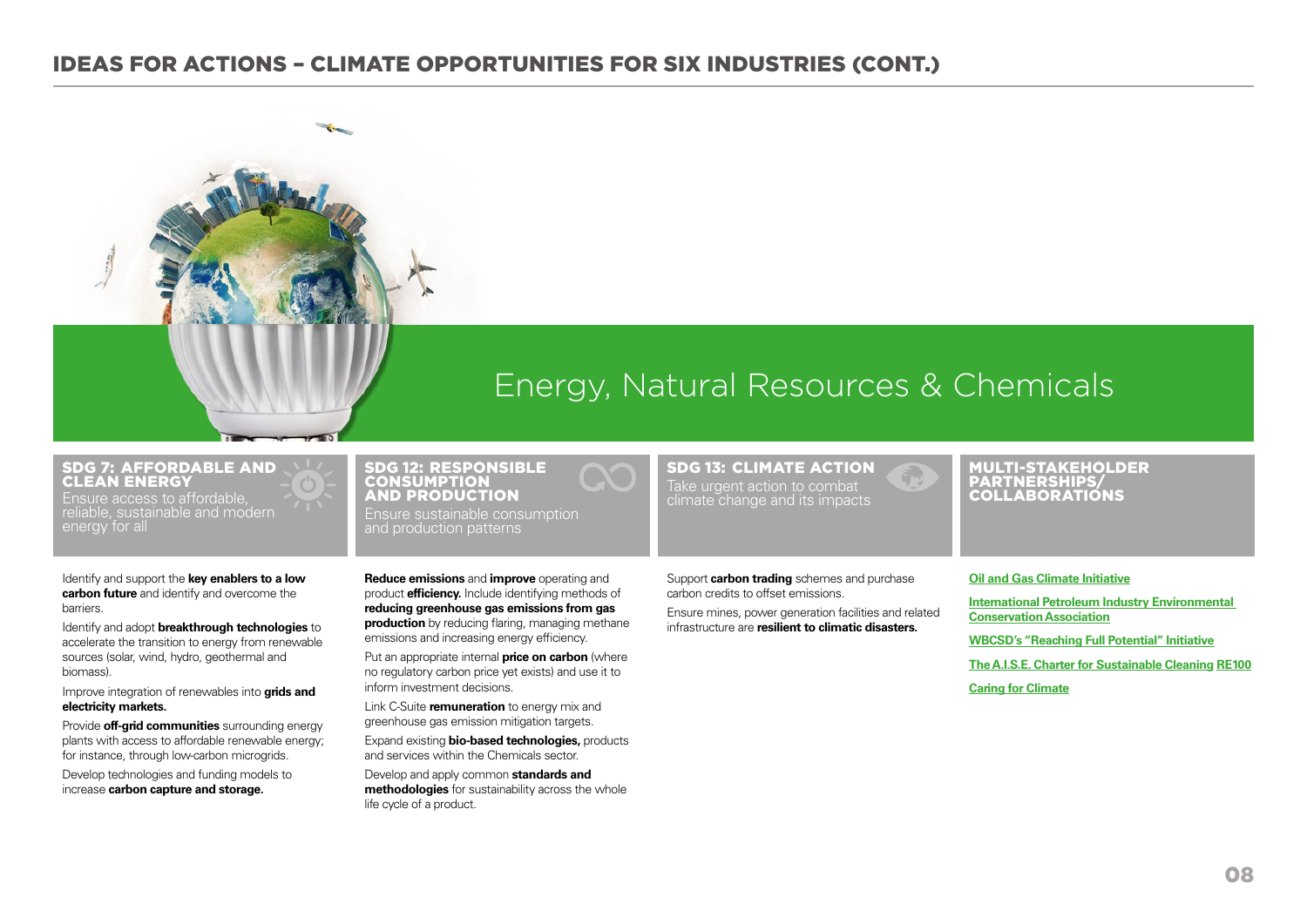## IDEAS FOR ACTIONS – CLIMATE OPPORTUNITIES FOR SIX INDUSTRIES (CONT.)

# Energy, Natural Resources & Chemicals

### SDG 7: AFFORDABLE AND CLEAN ENERGY

Ensure access to affordable, reliable, sustainable and modern energy for all

Identify and support the **key enablers to a low carbon future** and identify and overcome the barriers.

Identify and adopt **breakthrough technologies** to accelerate the transition to energy from renewable sources (solar, wind, hydro, geothermal and biomass).

Improve integration of renewables into **grids and electricity markets.**

Provide **off-grid communities** surrounding energy plants with access to affordable renewable energy; for instance, through low-carbon microgrids.

Develop technologies and funding models to increase **carbon capture and storage.**

### SDG 12: RESPONSIBLE CONSUMPTION AND PRODUCTION

Ensure sustainable consumption and production patterns

**Reduce emissions** and **improve** operating and product **efficiency.** Include identifying methods of **reducing greenhouse gas emissions from gas production** by reducing flaring, managing methane emissions and increasing energy efficiency.

Put an appropriate internal **price on carbon** (where no regulatory carbon price yet exists) and use it to inform investment decisions.

Link C-Suite **remuneration** to energy mix and greenhouse gas emission mitigation targets.

Expand existing **bio-based technologies,** products and services within the Chemicals sector.

Develop and apply common **standards and methodologies** for sustainability across the whole life cycle of a product.

### SDG 13: CLIMATE ACTION

Take urgent action to combat climate change and its impacts

Support **carbon trading** schemes and purchase carbon credits to offset emissions.

Ensure mines, power generation facilities and related infrastructure are **resilient to climatic disasters.**

### MULTI-STAKEHOLDER PARTNERSHIPS/ COLLABORATIONS

Oil and Gas Climate Initiative

International Petroleum Industry Environmental Conservation Association

WBCSD's "Reaching Full Potential" Initiative

The A.I.S.E. Charter for Sustainable Cleaning RE100

Caring for Climate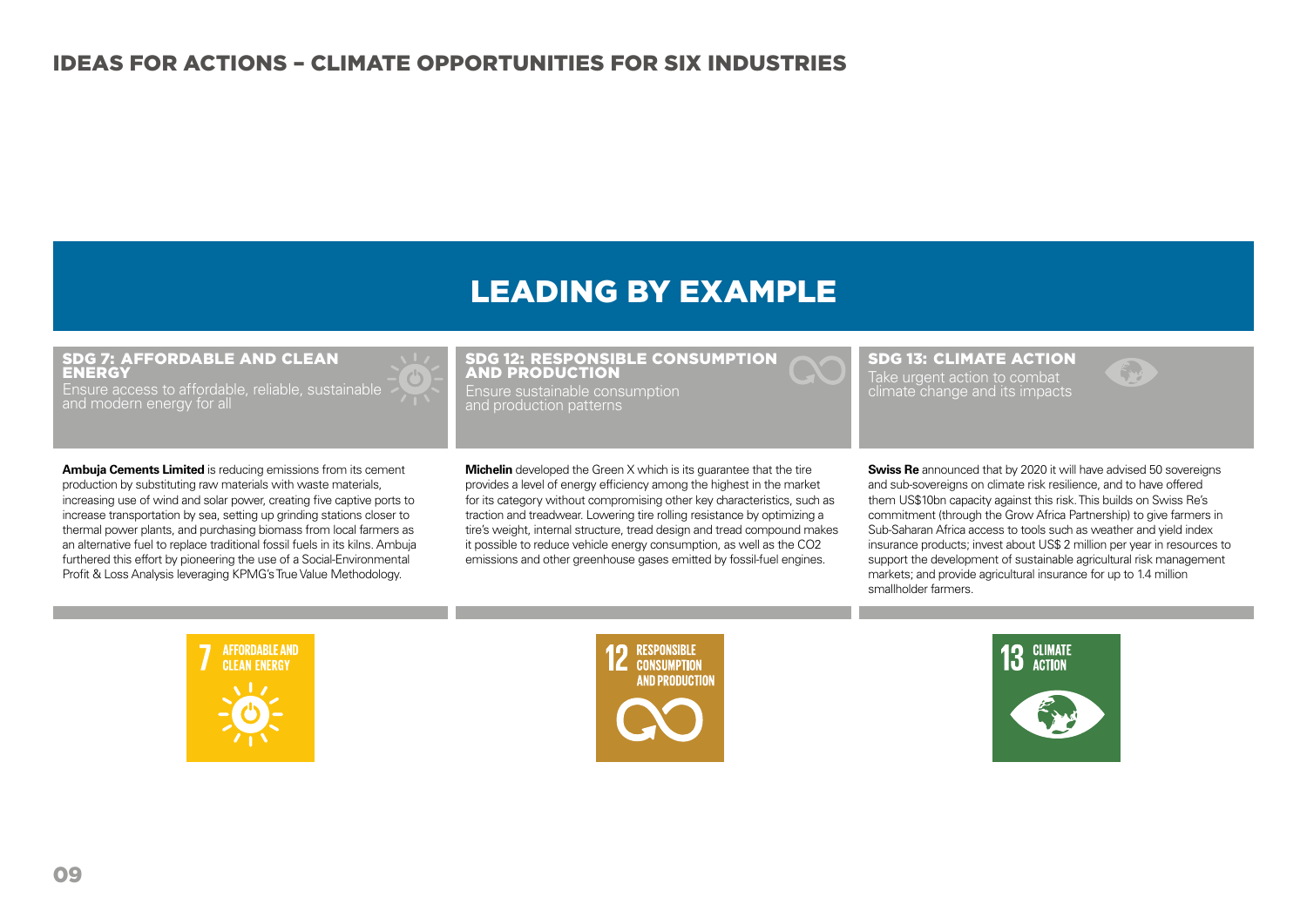## IDEAS FOR ACTIONS – CLIMATE OPPORTUNITIES FOR SIX INDUSTRIES

# LEADING BY EXAMPLE

### SDG 7: AFFORDABLE AND CLEAN ENERGY

Ensure access to affordable, reliable, sustainable and modern energy for all

**Ambuja Cements Limited** is reducing emissions from its cement production by substituting raw materials with waste materials, increasing use of wind and solar power, creating five captive ports to increase transportation by sea, setting up grinding stations closer to thermal power plants, and purchasing biomass from local farmers as an alternative fuel to replace traditional fossil fuels in its kilns. Ambuja furthered this effort by pioneering the use of a Social-Environmental Profit & Loss Analysis leveraging KPMG's True Value Methodology.

### SDG 12: RESPONSIBLE CONSUMPTION AND PRODUCTION

Ensure sustainable consumption and production patterns

**Michelin** developed the Green X which is its guarantee that the tire provides a level of energy efficiency among the highest in the market for its category without compromising other key characteristics, such as traction and treadwear. Lowering tire rolling resistance by optimizing a tire's weight, internal structure, tread design and tread compound makes it possible to reduce vehicle energy consumption, as well as the $CO_2$ emissions and other greenhouse gases emitted by fossil-fuel engines.

### SDG 13: CLIMATE ACTION

Take urgent action to combat climate change and its impacts

**Swiss Re** announced that by 2020 it will have advised 50 sovereigns and sub-sovereigns on climate risk resilience, and to have offered them US$10bn capacity against this risk. This builds on Swiss Re's commitment (through the Grow Africa Partnership) to give farmers in Sub-Saharan Africa access to tools such as weather and yield index insurance products; invest about US$ 2 million per year in resources to support the development of sustainable agricultural risk management markets; and provide agricultural insurance for up to 1.4 million smallholder farmers.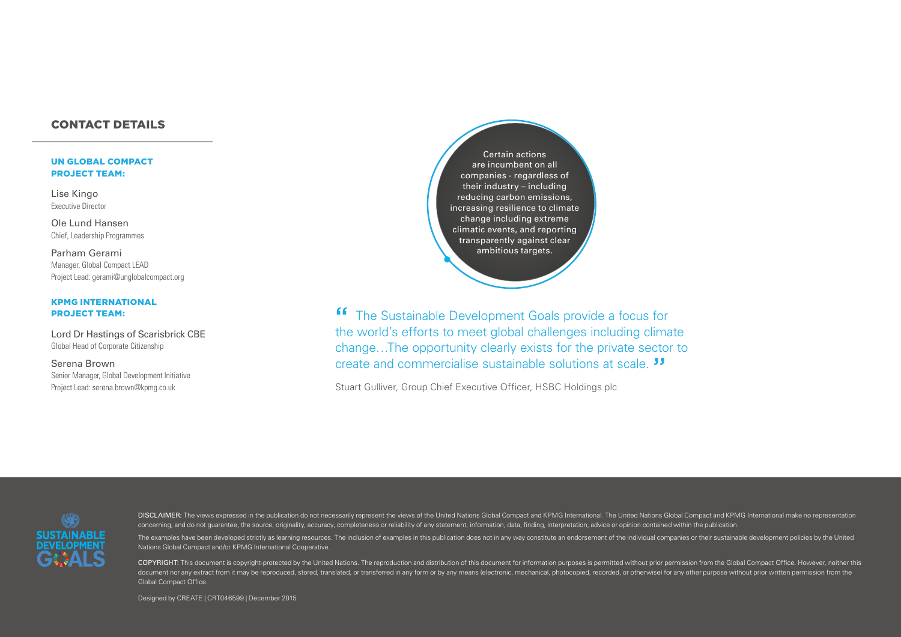## CONTACT DETAILS

### UN GLOBAL COMPACT PROJECT TEAM:

Lise Kingo
Executive Director

Ole Lund Hansen
Chief, Leadership Programmes

Parham Gerami
Manager, Global Compact LEAD
Project Lead: gerami@unglobalcompact.org

### KPMG INTERNATIONAL PROJECT TEAM:

Lord Dr Hastings of Scarisbrick CBE
Global Head of Corporate Citizenship

Serena Brown
Senior Manager, Global Development Initiative
Project Lead: serena.brown@kpmg.co.uk

Certain actions are incumbent on all companies - regardless of their industry – including reducing carbon emissions, increasing resilience to climate change including extreme climatic events, and reporting transparently against clear ambitious targets.

" The Sustainable Development Goals provide a focus for the world's efforts to meet global challenges including climate change…The opportunity clearly exists for the private sector to create and commercialise sustainable solutions at scale. "

Stuart Gulliver, Group Chief Executive Officer, HSBC Holdings plc

SUSTAINABLE DEVELOPMENT GOALS

DISCLAIMER: The views expressed in the publication do not necessarily represent the views of the United Nations Global Compact and KPMG International. The United Nations Global Compact and KPMG International make no representation concerning, and do not guarantee, the source, originality, accuracy, completeness or reliability of any statement, information, data, finding, interpretation, advice or opinion contained within the publication.

The examples have been developed strictly as learning resources. The inclusion of examples in this publication does not in any way constitute an endorsement of the individual companies or their sustainable development policies by the United Nations Global Compact and/or KPMG International Cooperative.

COPYRIGHT: This document is copyright-protected by the United Nations. The reproduction and distribution of this document for information purposes is permitted without prior permission from the Global Compact Office. However, neither this document nor any extract from it may be reproduced, stored, translated, or transferred in any form or by any means (electronic, mechanical, photocopied, recorded, or otherwise) for any other purpose without prior written permission from the Global Compact Office.

Designed by CREATE | CRT046599 | December 2015